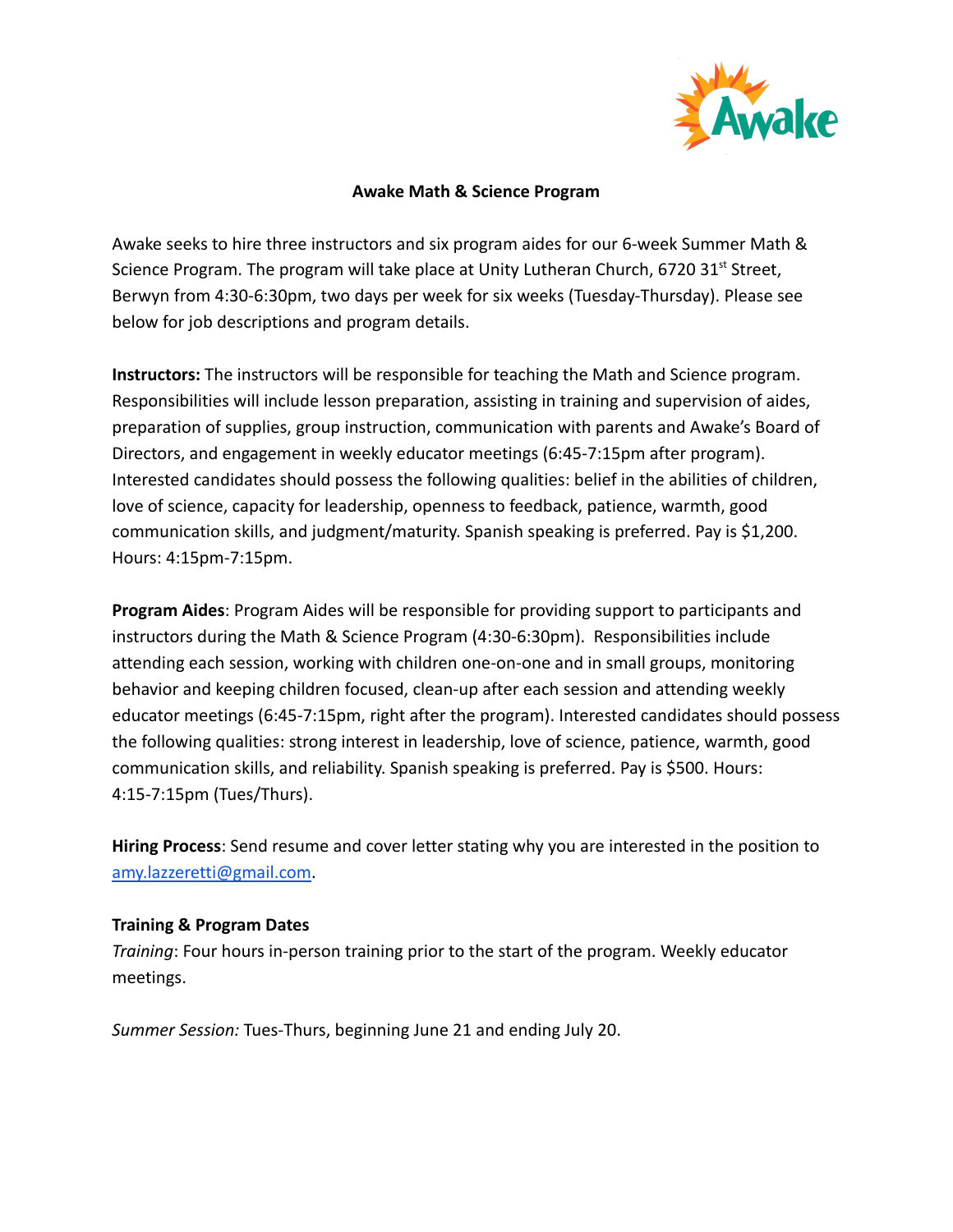# Awake Math & Science Program

Awake seeks to hire three instructors and six program aides for our 6-week Summer Math & Science Program. The program will take place at Unity Lutheran Church, 6720 31st Street, Berwyn from 4:30-6:30pm, two days per week for six weeks (Tuesday-Thursday). Please see below for job descriptions and program details.

**Instructors:** The instructors will be responsible for teaching the Math and Science program. Responsibilities will include lesson preparation, assisting in training and supervision of aides, preparation of supplies, group instruction, communication with parents and Awake's Board of Directors, and engagement in weekly educator meetings (6:45-7:15pm after program). Interested candidates should possess the following qualities: belief in the abilities of children, love of science, capacity for leadership, openness to feedback, patience, warmth, good communication skills, and judgment/maturity. Spanish speaking is preferred. Pay is $1,200. Hours: 4:15pm-7:15pm.

**Program Aides**: Program Aides will be responsible for providing support to participants and instructors during the Math & Science Program (4:30-6:30pm). Responsibilities include attending each session, working with children one-on-one and in small groups, monitoring behavior and keeping children focused, clean-up after each session and attending weekly educator meetings (6:45-7:15pm, right after the program). Interested candidates should possess the following qualities: strong interest in leadership, love of science, patience, warmth, good communication skills, and reliability. Spanish speaking is preferred. Pay is $500. Hours: 4:15-7:15pm (Tues/Thurs).

**Hiring Process**: Send resume and cover letter stating why you are interested in the position to amy.lazzeretti@gmail.com.

**Training & Program Dates**

*Training*: Four hours in-person training prior to the start of the program. Weekly educator meetings.

*Summer Session:* Tues-Thurs, beginning June 21 and ending July 20.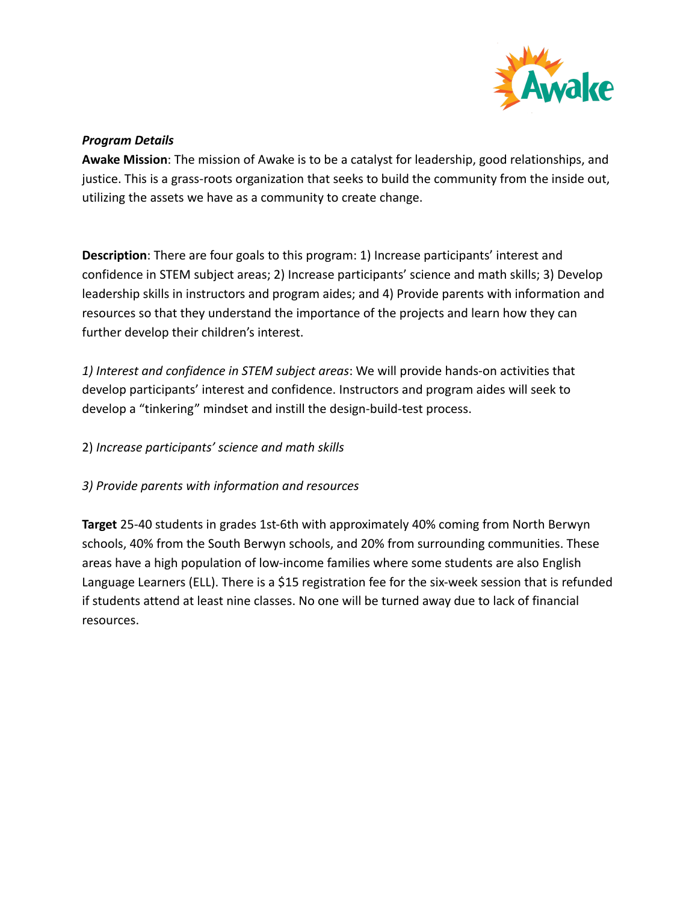***Program Details***

**Awake Mission**: The mission of Awake is to be a catalyst for leadership, good relationships, and justice. This is a grass-roots organization that seeks to build the community from the inside out, utilizing the assets we have as a community to create change.

**Description**: There are four goals to this program: 1) Increase participants' interest and confidence in STEM subject areas; 2) Increase participants' science and math skills; 3) Develop leadership skills in instructors and program aides; and 4) Provide parents with information and resources so that they understand the importance of the projects and learn how they can further develop their children's interest.

*1) Interest and confidence in STEM subject areas*: We will provide hands-on activities that develop participants' interest and confidence. Instructors and program aides will seek to develop a "tinkering" mindset and instill the design-build-test process.

2) *Increase participants' science and math skills*

*3) Provide parents with information and resources*

**Target** 25-40 students in grades 1st-6th with approximately 40% coming from North Berwyn schools, 40% from the South Berwyn schools, and 20% from surrounding communities. These areas have a high population of low-income families where some students are also English Language Learners (ELL). There is a $15 registration fee for the six-week session that is refunded if students attend at least nine classes. No one will be turned away due to lack of financial resources.